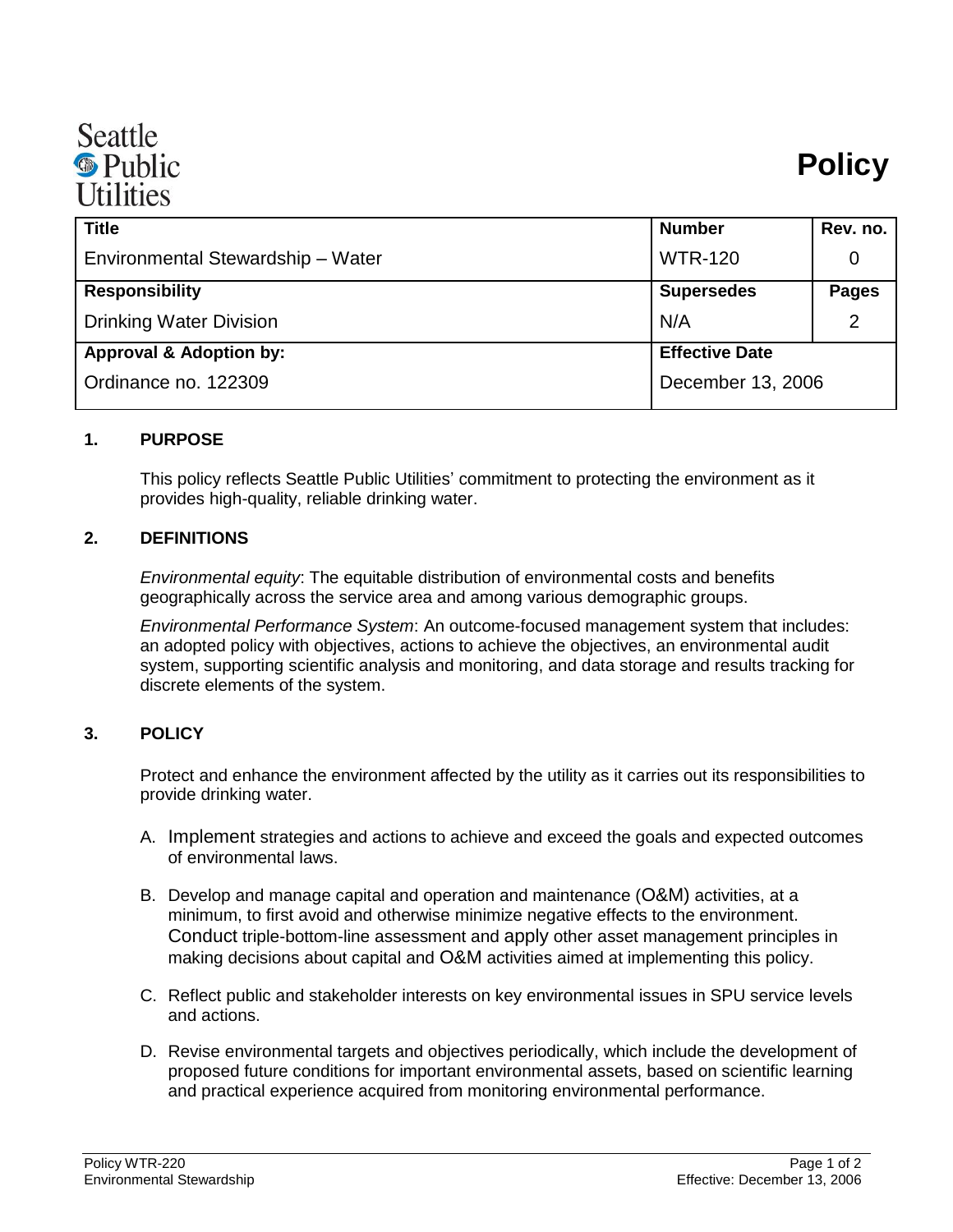Seattle Public Utilities

# Policy

| Title | Number | Rev. no. |
|---|---|---|
| Environmental Stewardship – Water | WTR-120 | 0 |
| **Responsibility** | **Supersedes** | **Pages** |
| Drinking Water Division | N/A | 2 |
| **Approval & Adoption by:** | **Effective Date** | |
| Ordinance no. 122309 | December 13, 2006 | |

## 1. PURPOSE

This policy reflects Seattle Public Utilities' commitment to protecting the environment as it provides high-quality, reliable drinking water.

## 2. DEFINITIONS

*Environmental equity*: The equitable distribution of environmental costs and benefits geographically across the service area and among various demographic groups.

*Environmental Performance System*: An outcome-focused management system that includes: an adopted policy with objectives, actions to achieve the objectives, an environmental audit system, supporting scientific analysis and monitoring, and data storage and results tracking for discrete elements of the system.

## 3. POLICY

Protect and enhance the environment affected by the utility as it carries out its responsibilities to provide drinking water.

A. Implement strategies and actions to achieve and exceed the goals and expected outcomes of environmental laws.

B. Develop and manage capital and operation and maintenance (O&M) activities, at a minimum, to first avoid and otherwise minimize negative effects to the environment. Conduct triple-bottom-line assessment and apply other asset management principles in making decisions about capital and O&M activities aimed at implementing this policy.

C. Reflect public and stakeholder interests on key environmental issues in SPU service levels and actions.

D. Revise environmental targets and objectives periodically, which include the development of proposed future conditions for important environmental assets, based on scientific learning and practical experience acquired from monitoring environmental performance.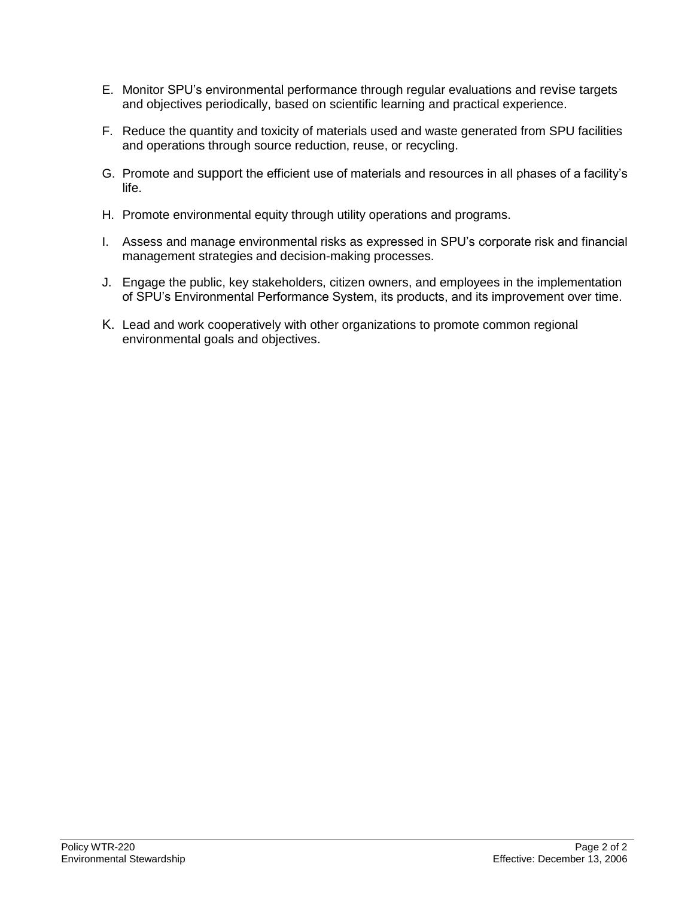E. Monitor SPU's environmental performance through regular evaluations and revise targets and objectives periodically, based on scientific learning and practical experience.

F. Reduce the quantity and toxicity of materials used and waste generated from SPU facilities and operations through source reduction, reuse, or recycling.

G. Promote and support the efficient use of materials and resources in all phases of a facility's life.

H. Promote environmental equity through utility operations and programs.

I. Assess and manage environmental risks as expressed in SPU's corporate risk and financial management strategies and decision-making processes.

J. Engage the public, key stakeholders, citizen owners, and employees in the implementation of SPU's Environmental Performance System, its products, and its improvement over time.

K. Lead and work cooperatively with other organizations to promote common regional environmental goals and objectives.